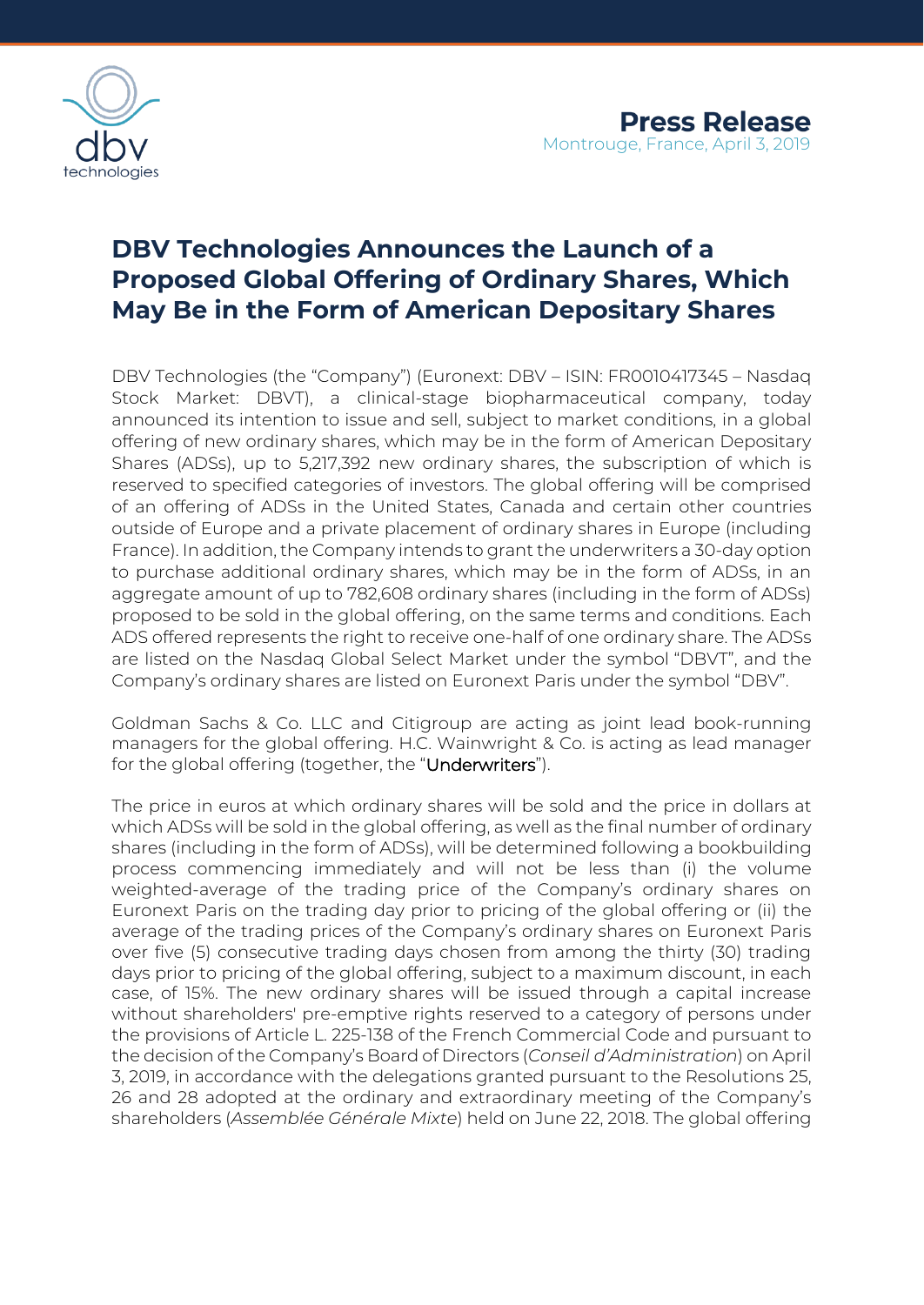**Press Release**
Montrouge, France, April 3, 2019

# DBV Technologies Announces the Launch of a Proposed Global Offering of Ordinary Shares, Which May Be in the Form of American Depositary Shares

DBV Technologies (the "Company") (Euronext: DBV – ISIN: FR0010417345 – Nasdaq Stock Market: DBVT), a clinical-stage biopharmaceutical company, today announced its intention to issue and sell, subject to market conditions, in a global offering of new ordinary shares, which may be in the form of American Depositary Shares (ADSs), up to 5,217,392 new ordinary shares, the subscription of which is reserved to specified categories of investors. The global offering will be comprised of an offering of ADSs in the United States, Canada and certain other countries outside of Europe and a private placement of ordinary shares in Europe (including France). In addition, the Company intends to grant the underwriters a 30-day option to purchase additional ordinary shares, which may be in the form of ADSs, in an aggregate amount of up to 782,608 ordinary shares (including in the form of ADSs) proposed to be sold in the global offering, on the same terms and conditions. Each ADS offered represents the right to receive one-half of one ordinary share. The ADSs are listed on the Nasdaq Global Select Market under the symbol "DBVT", and the Company's ordinary shares are listed on Euronext Paris under the symbol "DBV".

Goldman Sachs & Co. LLC and Citigroup are acting as joint lead book-running managers for the global offering. H.C. Wainwright & Co. is acting as lead manager for the global offering (together, the "Underwriters").

The price in euros at which ordinary shares will be sold and the price in dollars at which ADSs will be sold in the global offering, as well as the final number of ordinary shares (including in the form of ADSs), will be determined following a bookbuilding process commencing immediately and will not be less than (i) the volume weighted-average of the trading price of the Company's ordinary shares on Euronext Paris on the trading day prior to pricing of the global offering or (ii) the average of the trading prices of the Company's ordinary shares on Euronext Paris over five (5) consecutive trading days chosen from among the thirty (30) trading days prior to pricing of the global offering, subject to a maximum discount, in each case, of 15%. The new ordinary shares will be issued through a capital increase without shareholders' pre-emptive rights reserved to a category of persons under the provisions of Article L. 225-138 of the French Commercial Code and pursuant to the decision of the Company's Board of Directors (*Conseil d'Administration*) on April 3, 2019, in accordance with the delegations granted pursuant to the Resolutions 25, 26 and 28 adopted at the ordinary and extraordinary meeting of the Company's shareholders (*Assemblée Générale Mixte*) held on June 22, 2018. The global offering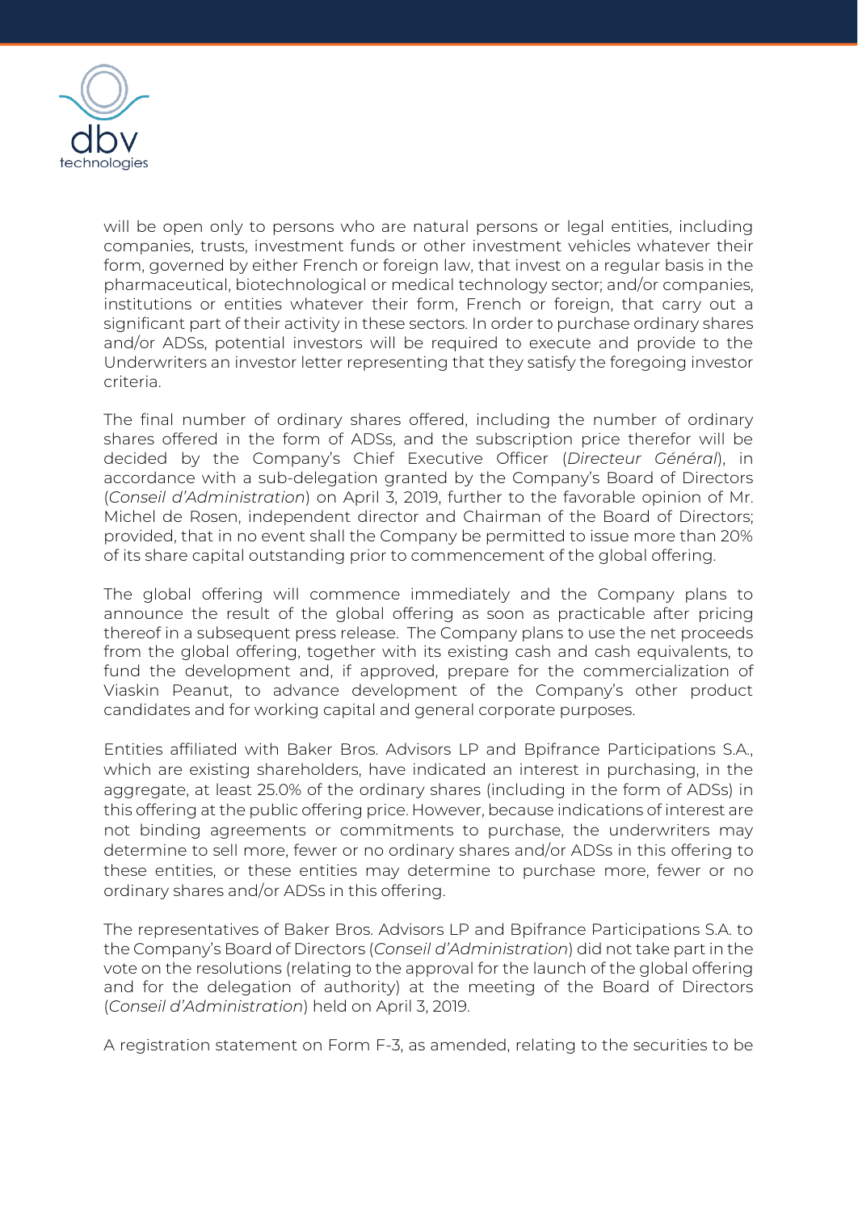will be open only to persons who are natural persons or legal entities, including companies, trusts, investment funds or other investment vehicles whatever their form, governed by either French or foreign law, that invest on a regular basis in the pharmaceutical, biotechnological or medical technology sector; and/or companies, institutions or entities whatever their form, French or foreign, that carry out a significant part of their activity in these sectors. In order to purchase ordinary shares and/or ADSs, potential investors will be required to execute and provide to the Underwriters an investor letter representing that they satisfy the foregoing investor criteria.

The final number of ordinary shares offered, including the number of ordinary shares offered in the form of ADSs, and the subscription price therefor will be decided by the Company's Chief Executive Officer (*Directeur Général*), in accordance with a sub-delegation granted by the Company's Board of Directors (*Conseil d'Administration*) on April 3, 2019, further to the favorable opinion of Mr. Michel de Rosen, independent director and Chairman of the Board of Directors; provided, that in no event shall the Company be permitted to issue more than 20% of its share capital outstanding prior to commencement of the global offering.

The global offering will commence immediately and the Company plans to announce the result of the global offering as soon as practicable after pricing thereof in a subsequent press release. The Company plans to use the net proceeds from the global offering, together with its existing cash and cash equivalents, to fund the development and, if approved, prepare for the commercialization of Viaskin Peanut, to advance development of the Company's other product candidates and for working capital and general corporate purposes.

Entities affiliated with Baker Bros. Advisors LP and Bpifrance Participations S.A., which are existing shareholders, have indicated an interest in purchasing, in the aggregate, at least 25.0% of the ordinary shares (including in the form of ADSs) in this offering at the public offering price. However, because indications of interest are not binding agreements or commitments to purchase, the underwriters may determine to sell more, fewer or no ordinary shares and/or ADSs in this offering to these entities, or these entities may determine to purchase more, fewer or no ordinary shares and/or ADSs in this offering.

The representatives of Baker Bros. Advisors LP and Bpifrance Participations S.A. to the Company's Board of Directors (*Conseil d'Administration*) did not take part in the vote on the resolutions (relating to the approval for the launch of the global offering and for the delegation of authority) at the meeting of the Board of Directors (*Conseil d'Administration*) held on April 3, 2019.

A registration statement on Form F-3, as amended, relating to the securities to be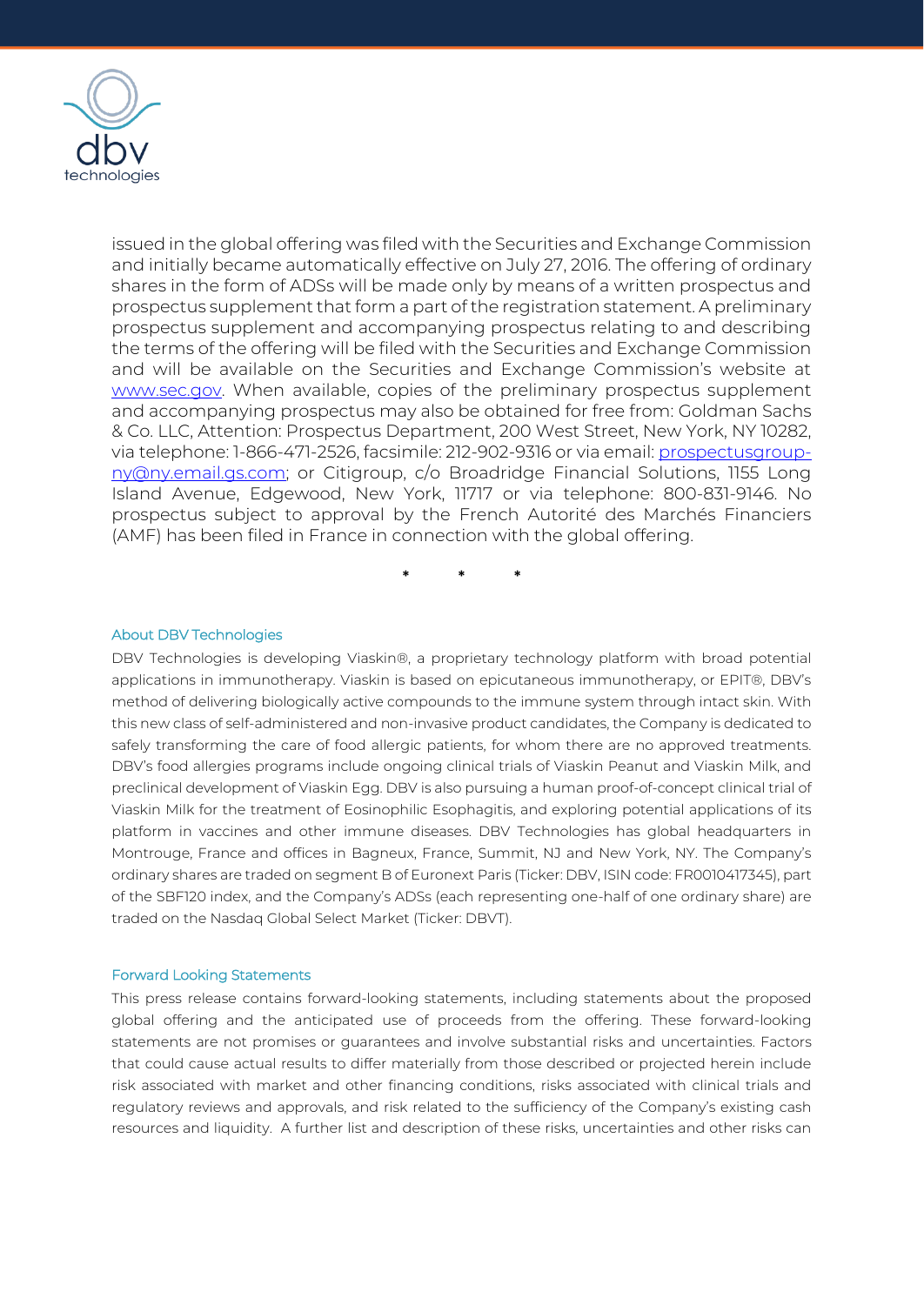issued in the global offering was filed with the Securities and Exchange Commission and initially became automatically effective on July 27, 2016. The offering of ordinary shares in the form of ADSs will be made only by means of a written prospectus and prospectus supplement that form a part of the registration statement. A preliminary prospectus supplement and accompanying prospectus relating to and describing the terms of the offering will be filed with the Securities and Exchange Commission and will be available on the Securities and Exchange Commission's website at www.sec.gov. When available, copies of the preliminary prospectus supplement and accompanying prospectus may also be obtained for free from: Goldman Sachs & Co. LLC, Attention: Prospectus Department, 200 West Street, New York, NY 10282, via telephone: 1-866-471-2526, facsimile: 212-902-9316 or via email: prospectusgroup-ny@ny.email.gs.com; or Citigroup, c/o Broadridge Financial Solutions, 1155 Long Island Avenue, Edgewood, New York, 11717 or via telephone: 800-831-9146. No prospectus subject to approval by the French Autorité des Marchés Financiers (AMF) has been filed in France in connection with the global offering.

\* \* \*

### About DBV Technologies

DBV Technologies is developing Viaskin®, a proprietary technology platform with broad potential applications in immunotherapy. Viaskin is based on epicutaneous immunotherapy, or EPIT®, DBV's method of delivering biologically active compounds to the immune system through intact skin. With this new class of self-administered and non-invasive product candidates, the Company is dedicated to safely transforming the care of food allergic patients, for whom there are no approved treatments. DBV's food allergies programs include ongoing clinical trials of Viaskin Peanut and Viaskin Milk, and preclinical development of Viaskin Egg. DBV is also pursuing a human proof-of-concept clinical trial of Viaskin Milk for the treatment of Eosinophilic Esophagitis, and exploring potential applications of its platform in vaccines and other immune diseases. DBV Technologies has global headquarters in Montrouge, France and offices in Bagneux, France, Summit, NJ and New York, NY. The Company's ordinary shares are traded on segment B of Euronext Paris (Ticker: DBV, ISIN code: FR0010417345), part of the SBF120 index, and the Company's ADSs (each representing one-half of one ordinary share) are traded on the Nasdaq Global Select Market (Ticker: DBVT).

### Forward Looking Statements

This press release contains forward-looking statements, including statements about the proposed global offering and the anticipated use of proceeds from the offering. These forward-looking statements are not promises or guarantees and involve substantial risks and uncertainties. Factors that could cause actual results to differ materially from those described or projected herein include risk associated with market and other financing conditions, risks associated with clinical trials and regulatory reviews and approvals, and risk related to the sufficiency of the Company's existing cash resources and liquidity. A further list and description of these risks, uncertainties and other risks can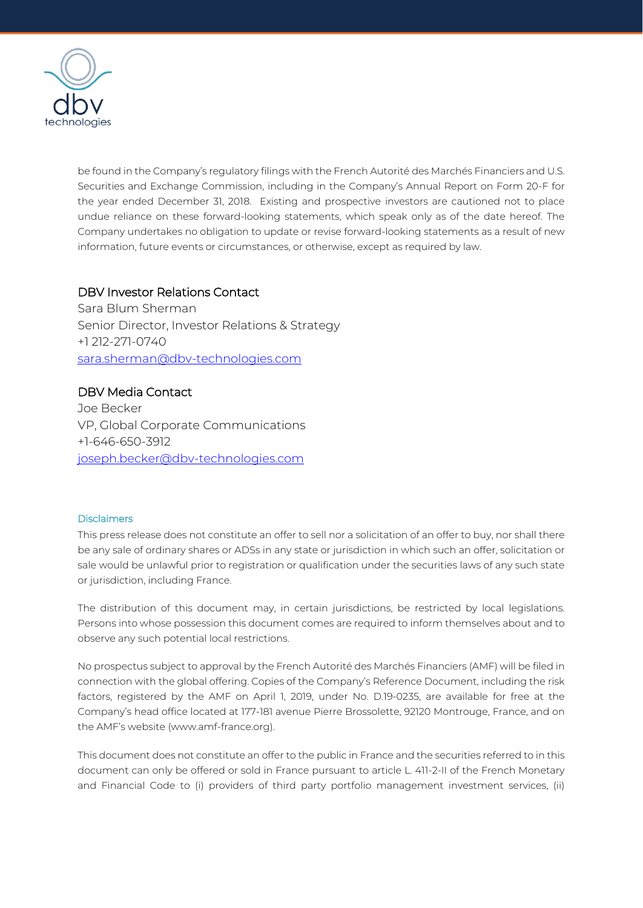be found in the Company's regulatory filings with the French Autorité des Marchés Financiers and U.S. Securities and Exchange Commission, including in the Company's Annual Report on Form 20-F for the year ended December 31, 2018. Existing and prospective investors are cautioned not to place undue reliance on these forward-looking statements, which speak only as of the date hereof. The Company undertakes no obligation to update or revise forward-looking statements as a result of new information, future events or circumstances, or otherwise, except as required by law.

**DBV Investor Relations Contact**
Sara Blum Sherman
Senior Director, Investor Relations & Strategy
+1 212-271-0740
sara.sherman@dbv-technologies.com

**DBV Media Contact**
Joe Becker
VP, Global Corporate Communications
+1-646-650-3912
joseph.becker@dbv-technologies.com

## Disclaimers

This press release does not constitute an offer to sell nor a solicitation of an offer to buy, nor shall there be any sale of ordinary shares or ADSs in any state or jurisdiction in which such an offer, solicitation or sale would be unlawful prior to registration or qualification under the securities laws of any such state or jurisdiction, including France.

The distribution of this document may, in certain jurisdictions, be restricted by local legislations. Persons into whose possession this document comes are required to inform themselves about and to observe any such potential local restrictions.

No prospectus subject to approval by the French Autorité des Marchés Financiers (AMF) will be filed in connection with the global offering. Copies of the Company's Reference Document, including the risk factors, registered by the AMF on April 1, 2019, under No. D.19-0235, are available for free at the Company's head office located at 177-181 avenue Pierre Brossolette, 92120 Montrouge, France, and on the AMF's website (www.amf-france.org).

This document does not constitute an offer to the public in France and the securities referred to in this document can only be offered or sold in France pursuant to article L. 411-2-II of the French Monetary and Financial Code to (i) providers of third party portfolio management investment services, (ii)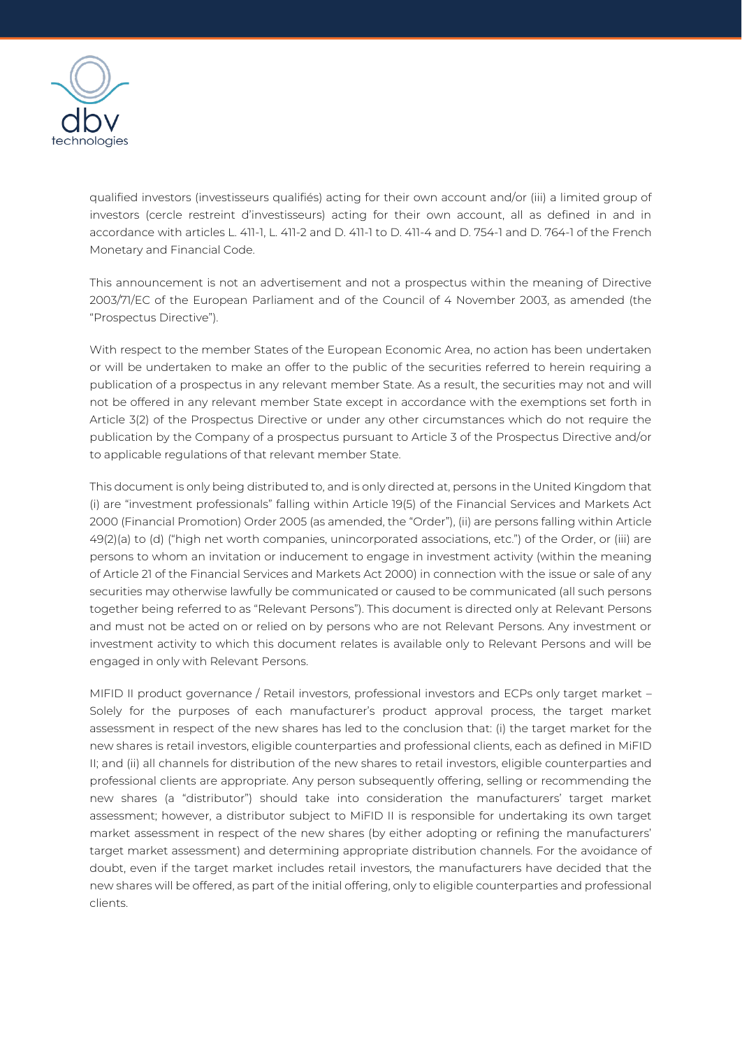qualified investors (investisseurs qualifiés) acting for their own account and/or (iii) a limited group of investors (cercle restreint d'investisseurs) acting for their own account, all as defined in and in accordance with articles L. 411-1, L. 411-2 and D. 411-1 to D. 411-4 and D. 754-1 and D. 764-1 of the French Monetary and Financial Code.

This announcement is not an advertisement and not a prospectus within the meaning of Directive 2003/71/EC of the European Parliament and of the Council of 4 November 2003, as amended (the "Prospectus Directive").

With respect to the member States of the European Economic Area, no action has been undertaken or will be undertaken to make an offer to the public of the securities referred to herein requiring a publication of a prospectus in any relevant member State. As a result, the securities may not and will not be offered in any relevant member State except in accordance with the exemptions set forth in Article 3(2) of the Prospectus Directive or under any other circumstances which do not require the publication by the Company of a prospectus pursuant to Article 3 of the Prospectus Directive and/or to applicable regulations of that relevant member State.

This document is only being distributed to, and is only directed at, persons in the United Kingdom that (i) are "investment professionals" falling within Article 19(5) of the Financial Services and Markets Act 2000 (Financial Promotion) Order 2005 (as amended, the "Order"), (ii) are persons falling within Article 49(2)(a) to (d) ("high net worth companies, unincorporated associations, etc.") of the Order, or (iii) are persons to whom an invitation or inducement to engage in investment activity (within the meaning of Article 21 of the Financial Services and Markets Act 2000) in connection with the issue or sale of any securities may otherwise lawfully be communicated or caused to be communicated (all such persons together being referred to as "Relevant Persons"). This document is directed only at Relevant Persons and must not be acted on or relied on by persons who are not Relevant Persons. Any investment or investment activity to which this document relates is available only to Relevant Persons and will be engaged in only with Relevant Persons.

MIFID II product governance / Retail investors, professional investors and ECPs only target market – Solely for the purposes of each manufacturer's product approval process, the target market assessment in respect of the new shares has led to the conclusion that: (i) the target market for the new shares is retail investors, eligible counterparties and professional clients, each as defined in MiFID II; and (ii) all channels for distribution of the new shares to retail investors, eligible counterparties and professional clients are appropriate. Any person subsequently offering, selling or recommending the new shares (a "distributor") should take into consideration the manufacturers' target market assessment; however, a distributor subject to MiFID II is responsible for undertaking its own target market assessment in respect of the new shares (by either adopting or refining the manufacturers' target market assessment) and determining appropriate distribution channels. For the avoidance of doubt, even if the target market includes retail investors, the manufacturers have decided that the new shares will be offered, as part of the initial offering, only to eligible counterparties and professional clients.